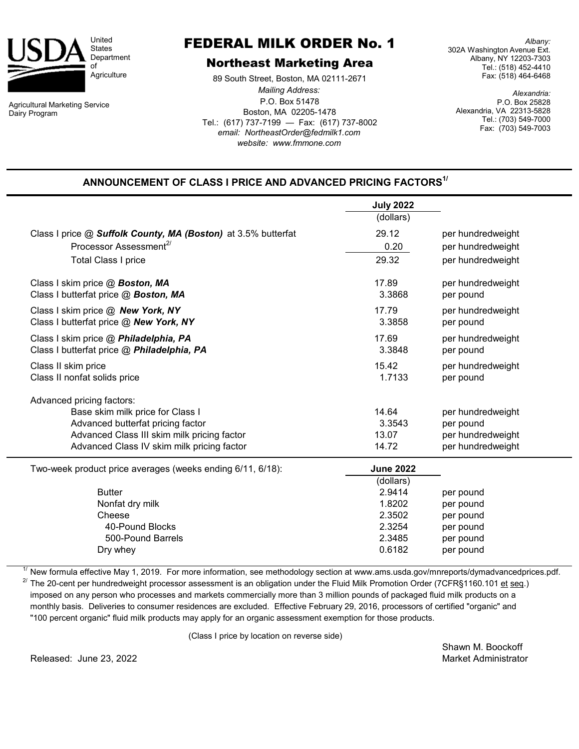United States Department of Agriculture

Agricultural Marketing Service
Dairy Program

# FEDERAL MILK ORDER No. 1

## Northeast Marketing Area

89 South Street, Boston, MA 02111-2671
*Mailing Address:*
P.O. Box 51478
Boston, MA 02205-1478
Tel.: (617) 737-7199 — Fax: (617) 737-8002
*email: NortheastOrder@fedmilk1.com*
*website: www.fmmone.com*

*Albany:*
302A Washington Avenue Ext.
Albany, NY 12203-7303
Tel.: (518) 452-4410
Fax: (518) 464-6468

*Alexandria:*
P.O. Box 25828
Alexandria, VA 22313-5828
Tel.: (703) 549-7000
Fax: (703) 549-7003

### ANNOUNCEMENT OF CLASS I PRICE AND ADVANCED PRICING FACTORS[1/]

| | July 2022 (dollars) | |
|---|---|---|
| Class I price @ ***Suffolk County, MA (Boston)*** at 3.5% butterfat | 29.12 | per hundredweight |
| Processor Assessment[2/] | 0.20 | per hundredweight |
| Total Class I price | 29.32 | per hundredweight |
| Class I skim price @ ***Boston, MA*** | 17.89 | per hundredweight |
| Class I butterfat price @ ***Boston, MA*** | 3.3868 | per pound |
| Class I skim price @ ***New York, NY*** | 17.79 | per hundredweight |
| Class I butterfat price @ ***New York, NY*** | 3.3858 | per pound |
| Class I skim price @ ***Philadelphia, PA*** | 17.69 | per hundredweight |
| Class I butterfat price @ ***Philadelphia, PA*** | 3.3848 | per pound |
| Class II skim price | 15.42 | per hundredweight |
| Class II nonfat solids price | 1.7133 | per pound |
| Advanced pricing factors: | | |
| Base skim milk price for Class I | 14.64 | per hundredweight |
| Advanced butterfat pricing factor | 3.3543 | per pound |
| Advanced Class III skim milk pricing factor | 13.07 | per hundredweight |
| Advanced Class IV skim milk pricing factor | 14.72 | per hundredweight |

| Two-week product price averages (weeks ending 6/11, 6/18): | June 2022 (dollars) | |
|---|---|---|
| Butter | 2.9414 | per pound |
| Nonfat dry milk | 1.8202 | per pound |
| Cheese | 2.3502 | per pound |
| 40-Pound Blocks | 2.3254 | per pound |
| 500-Pound Barrels | 2.3485 | per pound |
| Dry whey | 0.6182 | per pound |

[1/] New formula effective May 1, 2019. For more information, see methodology section at www.ams.usda.gov/mnreports/dymadvancedprices.pdf.

[2/] The 20-cent per hundredweight processor assessment is an obligation under the Fluid Milk Promotion Order (7CFR§1160.101 et seq.) imposed on any person who processes and markets commercially more than 3 million pounds of packaged fluid milk products on a monthly basis. Deliveries to consumer residences are excluded. Effective February 29, 2016, processors of certified "organic" and "100 percent organic" fluid milk products may apply for an organic assessment exemption for those products.

(Class I price by location on reverse side)

Released: June 23, 2022

Shawn M. Boockoff
Market Administrator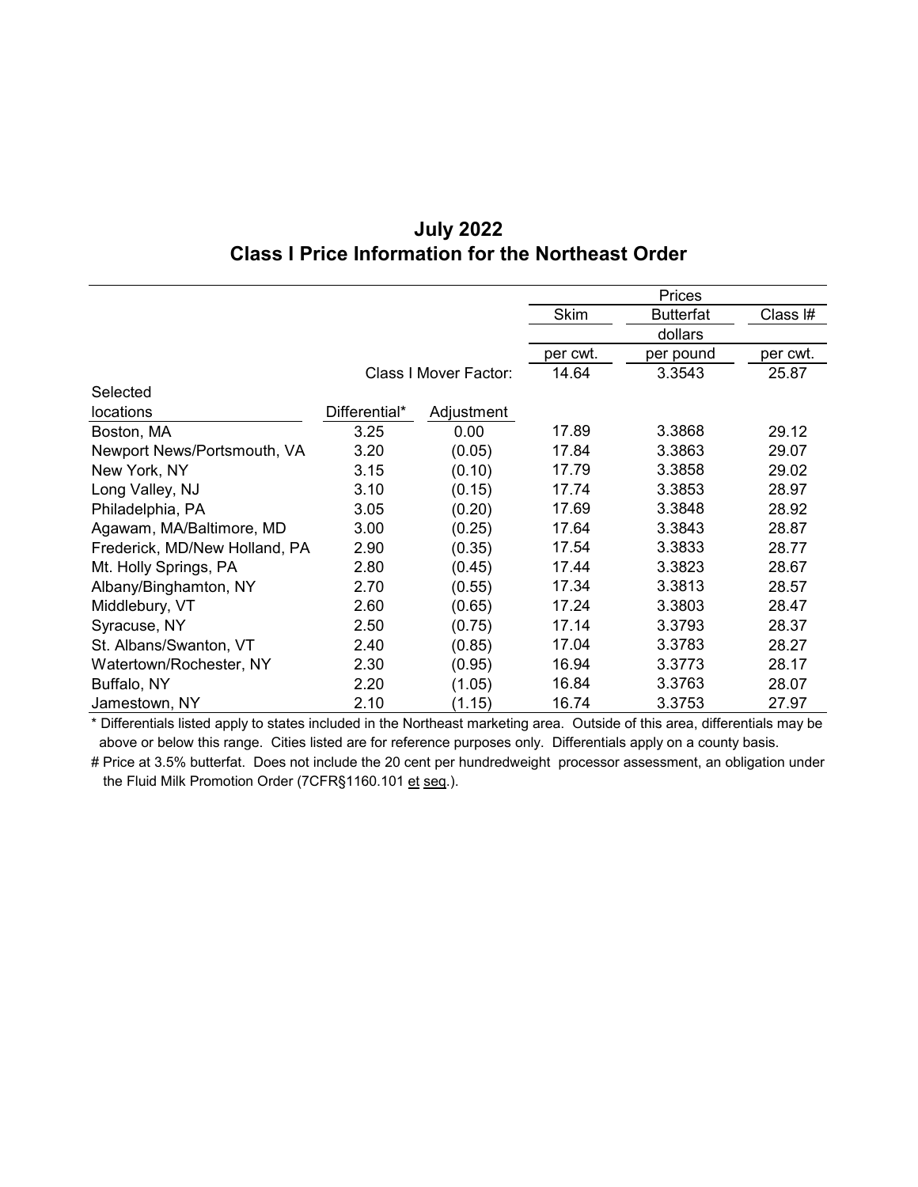# July 2022
# Class I Price Information for the Northeast Order

| | | | Prices | | |
|---|---|---|---|---|---|
| | | | Skim | Butterfat | Class I# |
| | | | | dollars | |
| | | | per cwt. | per pound | per cwt. |
| | | Class I Mover Factor: | 14.64 | 3.3543 | 25.87 |
| Selected locations | Differential* | Adjustment | | | |
| Boston, MA | 3.25 | 0.00 | 17.89 | 3.3868 | 29.12 |
| Newport News/Portsmouth, VA | 3.20 | (0.05) | 17.84 | 3.3863 | 29.07 |
| New York, NY | 3.15 | (0.10) | 17.79 | 3.3858 | 29.02 |
| Long Valley, NJ | 3.10 | (0.15) | 17.74 | 3.3853 | 28.97 |
| Philadelphia, PA | 3.05 | (0.20) | 17.69 | 3.3848 | 28.92 |
| Agawam, MA/Baltimore, MD | 3.00 | (0.25) | 17.64 | 3.3843 | 28.87 |
| Frederick, MD/New Holland, PA | 2.90 | (0.35) | 17.54 | 3.3833 | 28.77 |
| Mt. Holly Springs, PA | 2.80 | (0.45) | 17.44 | 3.3823 | 28.67 |
| Albany/Binghamton, NY | 2.70 | (0.55) | 17.34 | 3.3813 | 28.57 |
| Middlebury, VT | 2.60 | (0.65) | 17.24 | 3.3803 | 28.47 |
| Syracuse, NY | 2.50 | (0.75) | 17.14 | 3.3793 | 28.37 |
| St. Albans/Swanton, VT | 2.40 | (0.85) | 17.04 | 3.3783 | 28.27 |
| Watertown/Rochester, NY | 2.30 | (0.95) | 16.94 | 3.3773 | 28.17 |
| Buffalo, NY | 2.20 | (1.05) | 16.84 | 3.3763 | 28.07 |
| Jamestown, NY | 2.10 | (1.15) | 16.74 | 3.3753 | 27.97 |

* Differentials listed apply to states included in the Northeast marketing area. Outside of this area, differentials may be above or below this range. Cities listed are for reference purposes only. Differentials apply on a county basis.

# Price at 3.5% butterfat. Does not include the 20 cent per hundredweight processor assessment, an obligation under the Fluid Milk Promotion Order (7CFR§1160.101 et seq.).